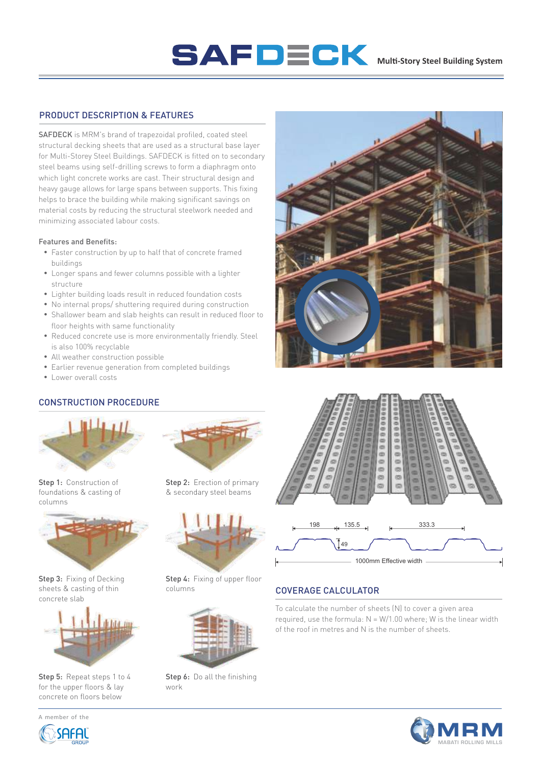# SAFDECK Multi-Story Steel Building System

## PRODUCT DESCRIPTION & FEATURES

SAFDECK is MRM's brand of trapezoidal profiled, coated steel structural decking sheets that are used as a structural base layer for Multi-Storey Steel Buildings. SAFDECK is fitted on to secondary steel beams using self-drilling screws to form a diaphragm onto which light concrete works are cast. Their structural design and heavy gauge allows for large spans between supports. This fixing helps to brace the building while making significant savings on material costs by reducing the structural steelwork needed and minimizing associated labour costs.

**Features and Benefits:**

- Faster construction by up to half that of concrete framed buildings
- Longer spans and fewer columns possible with a lighter structure
- Lighter building loads result in reduced foundation costs
- No internal props/ shuttering required during construction
- Shallower beam and slab heights can result in reduced floor to floor heights with same functionality
- Reduced concrete use is more environmentally friendly. Steel is also 100% recyclable
- All weather construction possible
- Earlier revenue generation from completed buildings
- Lower overall costs

## CONSTRUCTION PROCEDURE

**Step 1:** Construction of foundations & casting of columns

**Step 2:** Erection of primary & secondary steel beams

**Step 3:** Fixing of Decking sheets & casting of thin concrete slab

**Step 4:** Fixing of upper floor columns

**Step 5:** Repeat steps 1 to 4 for the upper floors & lay concrete on floors below

**Step 6:** Do all the finishing work

198 | 135.5 | 333.3 | 49

1000mm Effective width

## COVERAGE CALCULATOR

To calculate the number of sheets (N) to cover a given area required, use the formula: $N = W/1.00$ where; W is the linear width of the roof in metres and N is the number of sheets.

A member of the SAFAL GROUP

MRM MABATI ROLLING MILLS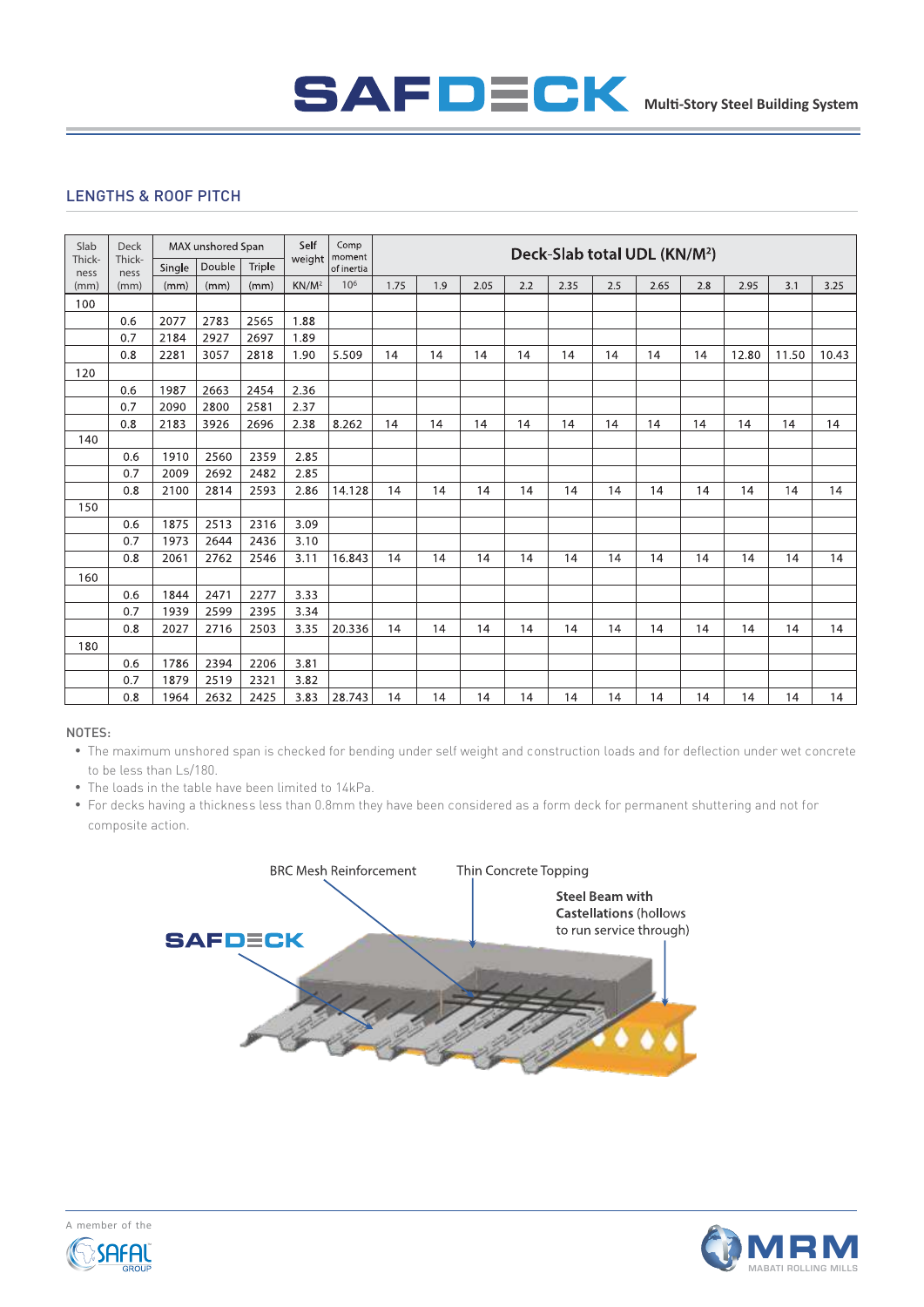## LENGTHS & ROOF PITCH

| Slab Thickness (mm) | Deck Thickness (mm) | MAX unshored Span | | | Self weight | Comp moment of inertia | Deck-Slab total UDL (KN/M²) | | | | | | | | | | |
|---|---|---|---|---|---|---|---|---|---|---|---|---|---|---|---|---|---|
| | | Single (mm) | Double (mm) | Triple (mm) | KN/M² | $10^6$ | 1.75 | 1.9 | 2.05 | 2.2 | 2.35 | 2.5 | 2.65 | 2.8 | 2.95 | 3.1 | 3.25 |
| 100 | | | | | | | | | | | | | | | | | |
| | 0.6 | 2077 | 2783 | 2565 | 1.88 | | | | | | | | | | | | |
| | 0.7 | 2184 | 2927 | 2697 | 1.89 | | | | | | | | | | | | |
| | 0.8 | 2281 | 3057 | 2818 | 1.90 | 5.509 | 14 | 14 | 14 | 14 | 14 | 14 | 14 | 14 | 12.80 | 11.50 | 10.43 |
| 120 | | | | | | | | | | | | | | | | | |
| | 0.6 | 1987 | 2663 | 2454 | 2.36 | | | | | | | | | | | | |
| | 0.7 | 2090 | 2800 | 2581 | 2.37 | | | | | | | | | | | | |
| | 0.8 | 2183 | 3926 | 2696 | 2.38 | 8.262 | 14 | 14 | 14 | 14 | 14 | 14 | 14 | 14 | 14 | 14 | 14 |
| 140 | | | | | | | | | | | | | | | | | |
| | 0.6 | 1910 | 2560 | 2359 | 2.85 | | | | | | | | | | | | |
| | 0.7 | 2009 | 2692 | 2482 | 2.85 | | | | | | | | | | | | |
| | 0.8 | 2100 | 2814 | 2593 | 2.86 | 14.128 | 14 | 14 | 14 | 14 | 14 | 14 | 14 | 14 | 14 | 14 | 14 |
| 150 | | | | | | | | | | | | | | | | | |
| | 0.6 | 1875 | 2513 | 2316 | 3.09 | | | | | | | | | | | | |
| | 0.7 | 1973 | 2644 | 2436 | 3.10 | | | | | | | | | | | | |
| | 0.8 | 2061 | 2762 | 2546 | 3.11 | 16.843 | 14 | 14 | 14 | 14 | 14 | 14 | 14 | 14 | 14 | 14 | 14 |
| 160 | | | | | | | | | | | | | | | | | |
| | 0.6 | 1844 | 2471 | 2277 | 3.33 | | | | | | | | | | | | |
| | 0.7 | 1939 | 2599 | 2395 | 3.34 | | | | | | | | | | | | |
| | 0.8 | 2027 | 2716 | 2503 | 3.35 | 20.336 | 14 | 14 | 14 | 14 | 14 | 14 | 14 | 14 | 14 | 14 | 14 |
| 180 | | | | | | | | | | | | | | | | | |
| | 0.6 | 1786 | 2394 | 2206 | 3.81 | | | | | | | | | | | | |
| | 0.7 | 1879 | 2519 | 2321 | 3.82 | | | | | | | | | | | | |
| | 0.8 | 1964 | 2632 | 2425 | 3.83 | 28.743 | 14 | 14 | 14 | 14 | 14 | 14 | 14 | 14 | 14 | 14 | 14 |

NOTES:

- The maximum unshored span is checked for bending under self weight and construction loads and for deflection under wet concrete to be less than Ls/180.
- The loads in the table have been limited to 14kPa.
- For decks having a thickness less than 0.8mm they have been considered as a form deck for permanent shuttering and not for composite action.

SAFDECK

BRC Mesh Reinforcement

Thin Concrete Topping

**Steel Beam with Castellations** (hollows to run service through)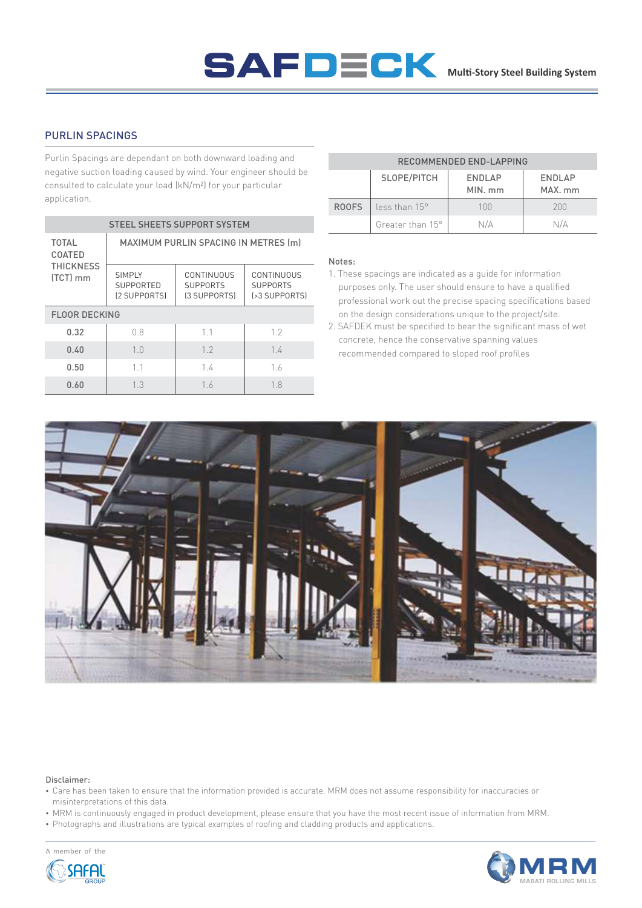# SAFDECK Multi-Story Steel Building System

## PURLIN SPACINGS

Purlin Spacings are dependant on both downward loading and negative suction loading caused by wind. Your engineer should be consulted to calculate your load (kN/m²) for your particular application.

| STEEL SHEETS SUPPORT SYSTEM | | | |
|---|---|---|---|
| TOTAL COATED THICKNESS (TCT) mm | MAXIMUM PURLIN SPACING IN METRES (m) | | |
| | SIMPLY SUPPORTED (2 SUPPORTS) | CONTINUOUS SUPPORTS (3 SUPPORTS) | CONTINUOUS SUPPORTS (>3 SUPPORTS) |
| FLOOR DECKING | | | |
| 0.32 | 0.8 | 1.1 | 1.2 |
| 0.40 | 1.0 | 1.2 | 1.4 |
| 0.50 | 1.1 | 1.4 | 1.6 |
| 0.60 | 1.3 | 1.6 | 1.8 |

| RECOMMENDED END-LAPPING | | | |
|---|---|---|---|
| | SLOPE/PITCH | ENDLAP MIN. mm | ENDLAP MAX. mm |
| ROOFS | less than 15° | 100 | 200 |
| | Greater than 15° | N/A | N/A |

Notes:

1. These spacings are indicated as a guide for information purposes only. The user should ensure to have a qualified professional work out the precise spacing specifications based on the design considerations unique to the project/site.
2. SAFDEK must be specified to bear the significant mass of wet concrete, hence the conservative spanning values recommended compared to sloped roof profiles

Disclaimer:

- Care has been taken to ensure that the information provided is accurate. MRM does not assume responsibility for inaccuracies or misinterpretations of this data.
- MRM is continuously engaged in product development, please ensure that you have the most recent issue of information from MRM.
- Photographs and illustrations are typical examples of roofing and cladding products and applications.

A member of the SAFAL GROUP

MRM MABATI ROLLING MILLS